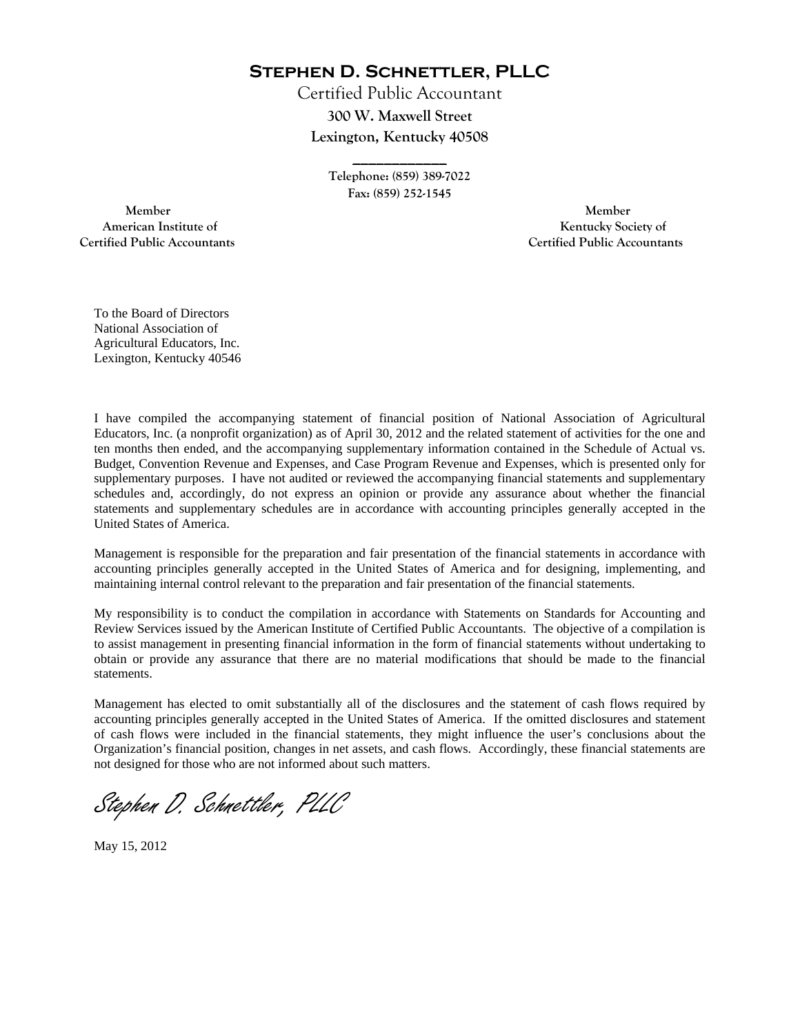# Stephen D. Schnettler, PLLC

Certified Public Accountant

**300 W. Maxwell Street**

**Lexington, Kentucky 40508**

---

**Telephone: (859) 389-7022**

**Fax: (859) 252-1545**

**Member**
**American Institute of**
**Certified Public Accountants**

**Member**
**Kentucky Society of**
**Certified Public Accountants**

To the Board of Directors
National Association of
Agricultural Educators, Inc.
Lexington, Kentucky 40546

I have compiled the accompanying statement of financial position of National Association of Agricultural Educators, Inc. (a nonprofit organization) as of April 30, 2012 and the related statement of activities for the one and ten months then ended, and the accompanying supplementary information contained in the Schedule of Actual vs. Budget, Convention Revenue and Expenses, and Case Program Revenue and Expenses, which is presented only for supplementary purposes. I have not audited or reviewed the accompanying financial statements and supplementary schedules and, accordingly, do not express an opinion or provide any assurance about whether the financial statements and supplementary schedules are in accordance with accounting principles generally accepted in the United States of America.

Management is responsible for the preparation and fair presentation of the financial statements in accordance with accounting principles generally accepted in the United States of America and for designing, implementing, and maintaining internal control relevant to the preparation and fair presentation of the financial statements.

My responsibility is to conduct the compilation in accordance with Statements on Standards for Accounting and Review Services issued by the American Institute of Certified Public Accountants. The objective of a compilation is to assist management in presenting financial information in the form of financial statements without undertaking to obtain or provide any assurance that there are no material modifications that should be made to the financial statements.

Management has elected to omit substantially all of the disclosures and the statement of cash flows required by accounting principles generally accepted in the United States of America. If the omitted disclosures and statement of cash flows were included in the financial statements, they might influence the user's conclusions about the Organization's financial position, changes in net assets, and cash flows. Accordingly, these financial statements are not designed for those who are not informed about such matters.

*Stephen D. Schnettler, PLLC*

May 15, 2012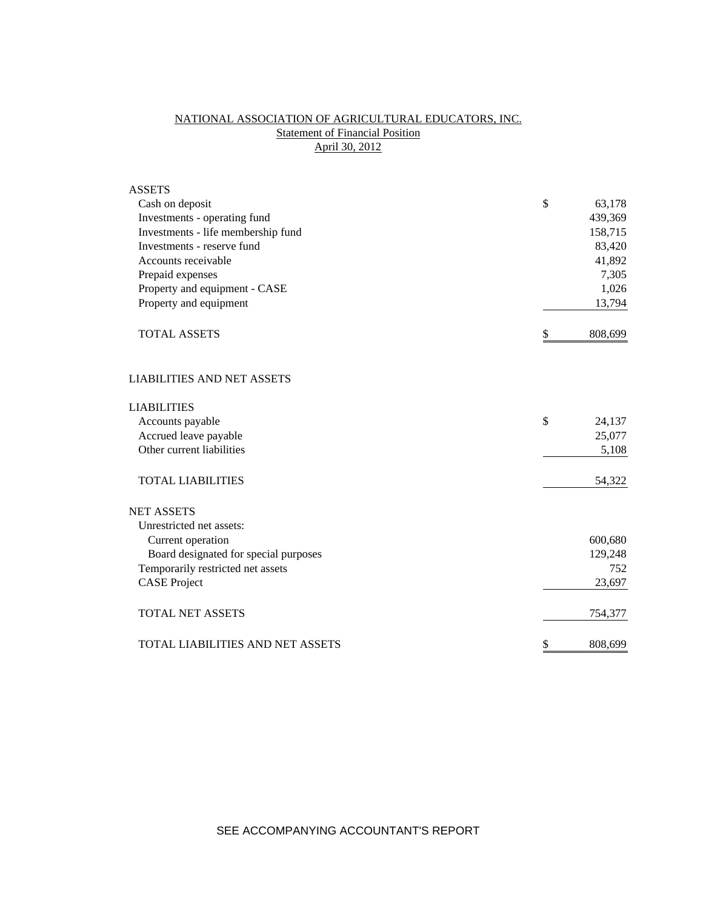# NATIONAL ASSOCIATION OF AGRICULTURAL EDUCATORS, INC.

## Statement of Financial Position

### April 30, 2012

| | | |
|---|---|---|
| **ASSETS** | | |
| Cash on deposit | $ | 63,178 |
| Investments - operating fund | | 439,369 |
| Investments - life membership fund | | 158,715 |
| Investments - reserve fund | | 83,420 |
| Accounts receivable | | 41,892 |
| Prepaid expenses | | 7,305 |
| Property and equipment - CASE | | 1,026 |
| Property and equipment | | 13,794 |
| TOTAL ASSETS | $ | 808,699 |
| | | |
| **LIABILITIES AND NET ASSETS** | | |
| | | |
| **LIABILITIES** | | |
| Accounts payable | $ | 24,137 |
| Accrued leave payable | | 25,077 |
| Other current liabilities | | 5,108 |
| TOTAL LIABILITIES | | 54,322 |
| | | |
| **NET ASSETS** | | |
| Unrestricted net assets: | | |
| Current operation | | 600,680 |
| Board designated for special purposes | | 129,248 |
| Temporarily restricted net assets | | 752 |
| CASE Project | | 23,697 |
| TOTAL NET ASSETS | | 754,377 |
| | | |
| TOTAL LIABILITIES AND NET ASSETS | $ | 808,699 |

SEE ACCOMPANYING ACCOUNTANT'S REPORT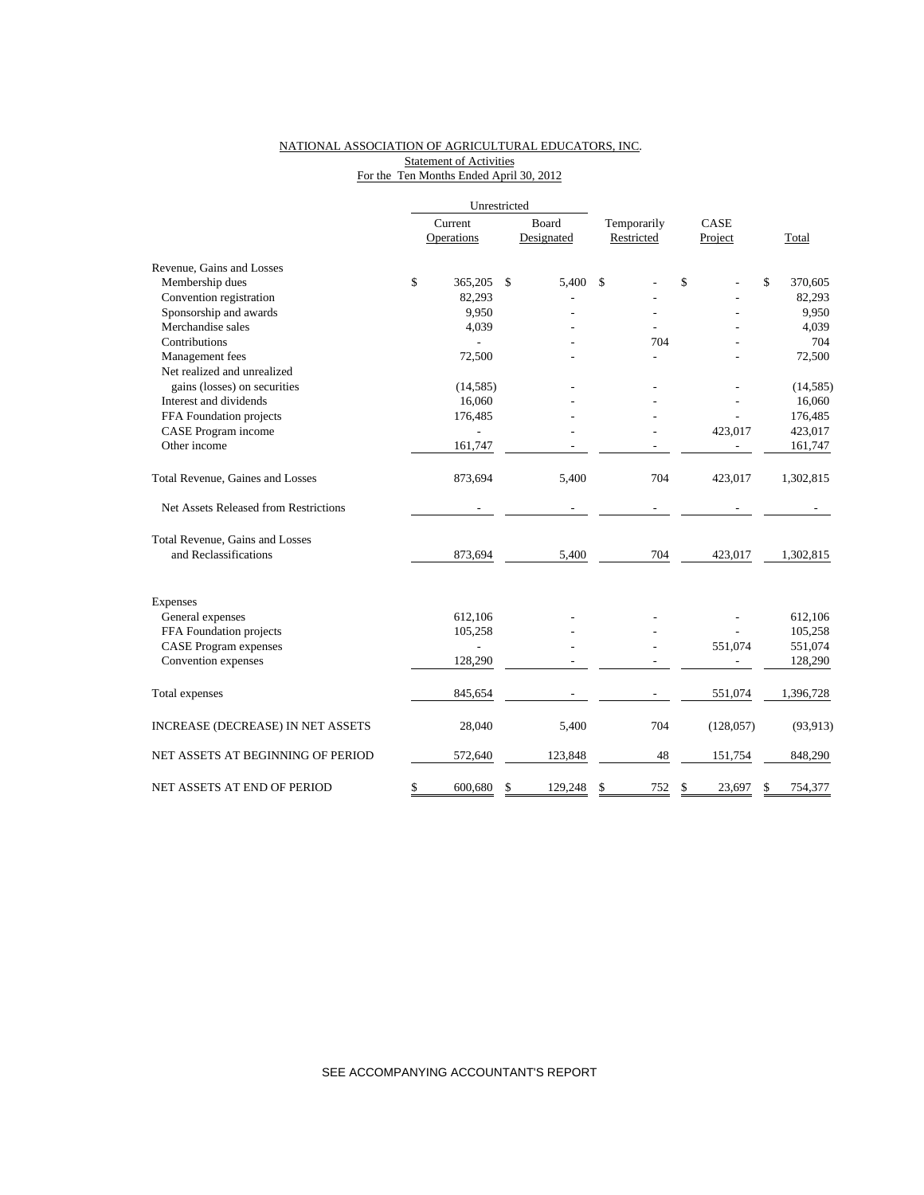NATIONAL ASSOCIATION OF AGRICULTURAL EDUCATORS, INC.
Statement of Activities
For the Ten Months Ended April 30, 2012

| | Unrestricted | | | | |
|---|---|---|---|---|---|
| | Current Operations | Board Designated | Temporarily Restricted | CASE Project | Total |
| Revenue, Gains and Losses | | | | | |
| Membership dues | $ 365,205 | $ 5,400 | $ - | $ - | $ 370,605 |
| Convention registration | 82,293 | - | - | - | 82,293 |
| Sponsorship and awards | 9,950 | - | - | - | 9,950 |
| Merchandise sales | 4,039 | - | - | - | 4,039 |
| Contributions | - | - | 704 | - | 704 |
| Management fees | 72,500 | - | - | - | 72,500 |
| Net realized and unrealized gains (losses) on securities | (14,585) | - | - | - | (14,585) |
| Interest and dividends | 16,060 | - | - | - | 16,060 |
| FFA Foundation projects | 176,485 | - | - | - | 176,485 |
| CASE Program income | - | - | - | 423,017 | 423,017 |
| Other income | 161,747 | - | - | - | 161,747 |
| Total Revenue, Gaines and Losses | 873,694 | 5,400 | 704 | 423,017 | 1,302,815 |
| Net Assets Released from Restrictions | - | - | - | - | - |
| Total Revenue, Gains and Losses and Reclassifications | 873,694 | 5,400 | 704 | 423,017 | 1,302,815 |
| Expenses | | | | | |
| General expenses | 612,106 | - | - | - | 612,106 |
| FFA Foundation projects | 105,258 | - | - | - | 105,258 |
| CASE Program expenses | - | - | - | 551,074 | 551,074 |
| Convention expenses | 128,290 | - | - | - | 128,290 |
| Total expenses | 845,654 | - | - | 551,074 | 1,396,728 |
| INCREASE (DECREASE) IN NET ASSETS | 28,040 | 5,400 | 704 | (128,057) | (93,913) |
| NET ASSETS AT BEGINNING OF PERIOD | 572,640 | 123,848 | 48 | 151,754 | 848,290 |
| NET ASSETS AT END OF PERIOD | $ 600,680 | $ 129,248 | $ 752 | $ 23,697 | $ 754,377 |

SEE ACCOMPANYING ACCOUNTANT'S REPORT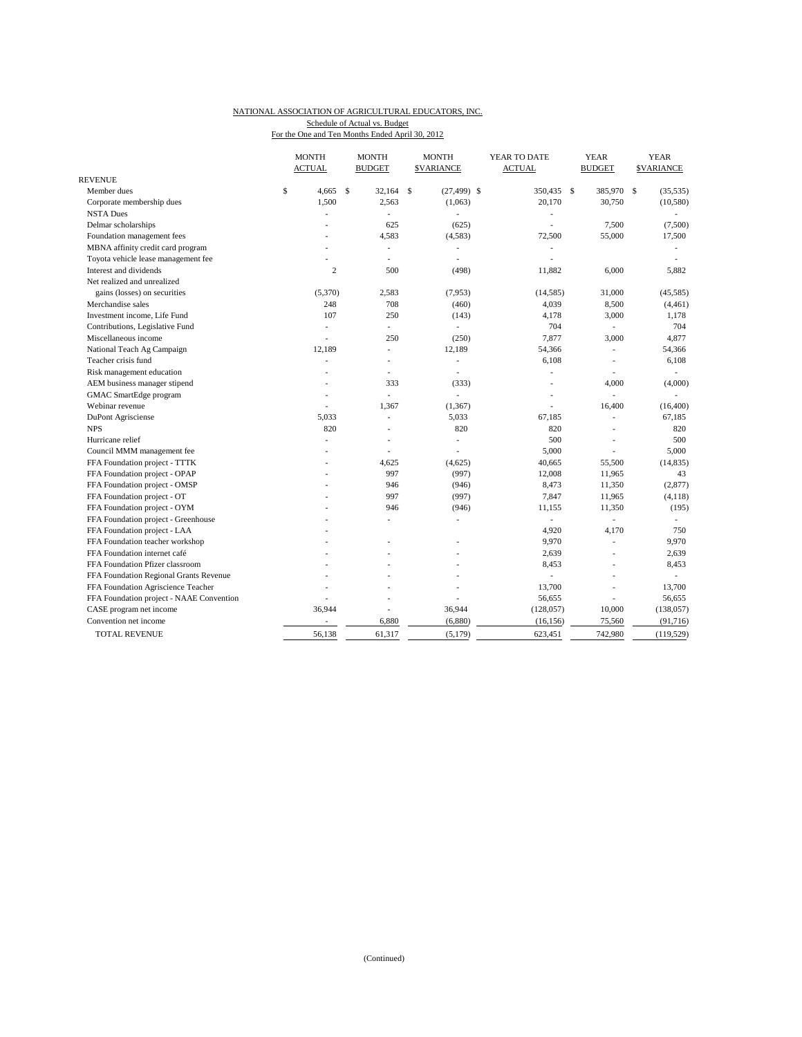NATIONAL ASSOCIATION OF AGRICULTURAL EDUCATORS, INC.

Schedule of Actual vs. Budget

For the One and Ten Months Ended April 30, 2012

| | MONTH ACTUAL | MONTH BUDGET | MONTH $VARIANCE | YEAR TO DATE ACTUAL | YEAR BUDGET | YEAR $VARIANCE |
|---|---|---|---|---|---|---|
| REVENUE | | | | | | |
| Member dues | $ 4,665 | $ 32,164 | $ (27,499) | $ 350,435 | $ 385,970 | $ (35,535) |
| Corporate membership dues | 1,500 | 2,563 | (1,063) | 20,170 | 30,750 | (10,580) |
| NSTA Dues | - | - | - | - | | - |
| Delmar scholarships | - | 625 | (625) | - | 7,500 | (7,500) |
| Foundation management fees | - | 4,583 | (4,583) | 72,500 | 55,000 | 17,500 |
| MBNA affinity credit card program | - | - | - | - | | - |
| Toyota vehicle lease management fee | - | - | - | - | | - |
| Interest and dividends | 2 | 500 | (498) | 11,882 | 6,000 | 5,882 |
| Net realized and unrealized gains (losses) on securities | (5,370) | 2,583 | (7,953) | (14,585) | 31,000 | (45,585) |
| Merchandise sales | 248 | 708 | (460) | 4,039 | 8,500 | (4,461) |
| Investment income, Life Fund | 107 | 250 | (143) | 4,178 | 3,000 | 1,178 |
| Contributions, Legislative Fund | - | - | - | 704 | - | 704 |
| Miscellaneous income | - | 250 | (250) | 7,877 | 3,000 | 4,877 |
| National Teach Ag Campaign | 12,189 | - | 12,189 | 54,366 | - | 54,366 |
| Teacher crisis fund | - | - | - | 6,108 | - | 6,108 |
| Risk management education | - | - | - | - | - | - |
| AEM business manager stipend | - | 333 | (333) | - | 4,000 | (4,000) |
| GMAC SmartEdge program | - | - | - | - | - | - |
| Webinar revenue | - | 1,367 | (1,367) | - | 16,400 | (16,400) |
| DuPont Agrisciense | 5,033 | - | 5,033 | 67,185 | - | 67,185 |
| NPS | 820 | - | 820 | 820 | - | 820 |
| Hurricane relief | - | - | - | 500 | - | 500 |
| Council MMM management fee | - | - | - | 5,000 | - | 5,000 |
| FFA Foundation project - TTTK | - | 4,625 | (4,625) | 40,665 | 55,500 | (14,835) |
| FFA Foundation project - OPAP | - | 997 | (997) | 12,008 | 11,965 | 43 |
| FFA Foundation project - OMSP | - | 946 | (946) | 8,473 | 11,350 | (2,877) |
| FFA Foundation project - OT | - | 997 | (997) | 7,847 | 11,965 | (4,118) |
| FFA Foundation project - OYM | - | 946 | (946) | 11,155 | 11,350 | (195) |
| FFA Foundation project - Greenhouse | - | - | - | - | - | - |
| FFA Foundation project - LAA | - | | | 4,920 | 4,170 | 750 |
| FFA Foundation teacher workshop | - | - | - | 9,970 | - | 9,970 |
| FFA Foundation internet café | - | - | - | 2,639 | - | 2,639 |
| FFA Foundation Pfizer classroom | - | - | - | 8,453 | - | 8,453 |
| FFA Foundation Regional Grants Revenue | - | - | - | - | - | - |
| FFA Foundation Agriscience Teacher | - | - | - | 13,700 | - | 13,700 |
| FFA Foundation project - NAAE Convention | - | - | - | 56,655 | - | 56,655 |
| CASE program net income | 36,944 | - | 36,944 | (128,057) | 10,000 | (138,057) |
| Convention net income | - | 6,880 | (6,880) | (16,156) | 75,560 | (91,716) |
| TOTAL REVENUE | 56,138 | 61,317 | (5,179) | 623,451 | 742,980 | (119,529) |

(Continued)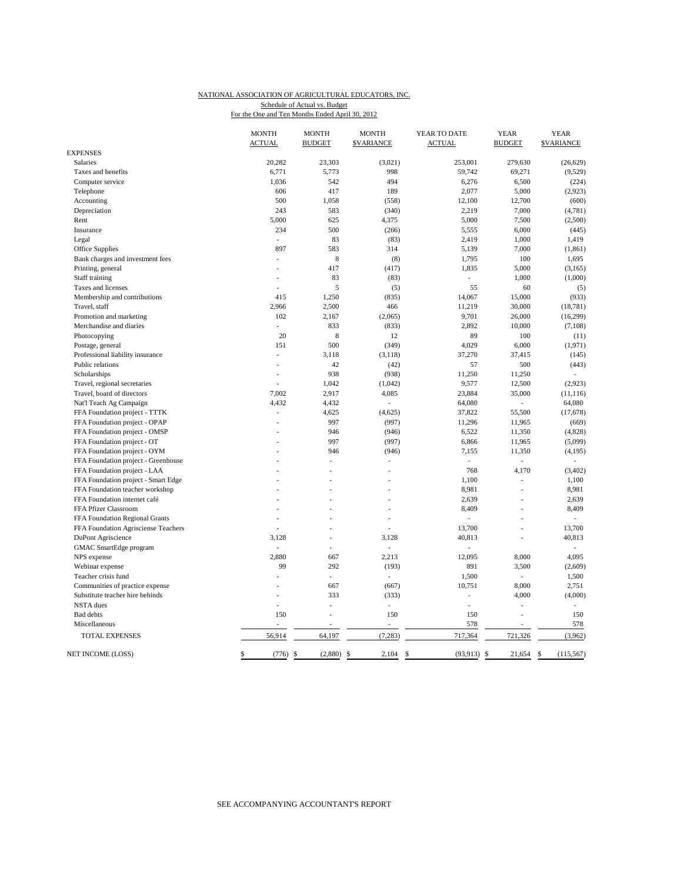NATIONAL ASSOCIATION OF AGRICULTURAL EDUCATORS, INC.
Schedule of Actual vs. Budget
For the One and Ten Months Ended April 30, 2012

| | MONTH ACTUAL | MONTH BUDGET | MONTH $VARIANCE | YEAR TO DATE ACTUAL | YEAR BUDGET | YEAR $VARIANCE |
|---|---|---|---|---|---|---|
| EXPENSES | | | | | | |
| Salaries | 20,282 | 23,303 | (3,021) | 253,001 | 279,630 | (26,629) |
| Taxes and benefits | 6,771 | 5,773 | 998 | 59,742 | 69,271 | (9,529) |
| Computer service | 1,036 | 542 | 494 | 6,276 | 6,500 | (224) |
| Telephone | 606 | 417 | 189 | 2,077 | 5,000 | (2,923) |
| Accounting | 500 | 1,058 | (558) | 12,100 | 12,700 | (600) |
| Depreciation | 243 | 583 | (340) | 2,219 | 7,000 | (4,781) |
| Rent | 5,000 | 625 | 4,375 | 5,000 | 7,500 | (2,500) |
| Insurance | 234 | 500 | (266) | 5,555 | 6,000 | (445) |
| Legal | - | 83 | (83) | 2,419 | 1,000 | 1,419 |
| Office Supplies | 897 | 583 | 314 | 5,139 | 7,000 | (1,861) |
| Bank charges and investment fees | - | 8 | (8) | 1,795 | 100 | 1,695 |
| Printing, general | - | 417 | (417) | 1,835 | 5,000 | (3,165) |
| Staff training | - | 83 | (83) | - | 1,000 | (1,000) |
| Taxes and licenses | - | 5 | (5) | 55 | 60 | (5) |
| Membership and contributions | 415 | 1,250 | (835) | 14,067 | 15,000 | (933) |
| Travel, staff | 2,966 | 2,500 | 466 | 11,219 | 30,000 | (18,781) |
| Promotion and marketing | 102 | 2,167 | (2,065) | 9,701 | 26,000 | (16,299) |
| Merchandise and diaries | - | 833 | (833) | 2,892 | 10,000 | (7,108) |
| Photocopying | 20 | 8 | 12 | 89 | 100 | (11) |
| Postage, general | 151 | 500 | (349) | 4,029 | 6,000 | (1,971) |
| Professional liability insurance | - | 3,118 | (3,118) | 37,270 | 37,415 | (145) |
| Public relations | - | 42 | (42) | 57 | 500 | (443) |
| Scholarships | - | 938 | (938) | 11,250 | 11,250 | - |
| Travel, regional secretaries | - | 1,042 | (1,042) | 9,577 | 12,500 | (2,923) |
| Travel, board of directors | 7,002 | 2,917 | 4,085 | 23,884 | 35,000 | (11,116) |
| Nat'l Teach Ag Campaign | 4,432 | 4,432 | - | 64,080 | - | 64,080 |
| FFA Foundation project - TTTK | - | 4,625 | (4,625) | 37,822 | 55,500 | (17,678) |
| FFA Foundation project - OPAP | - | 997 | (997) | 11,296 | 11,965 | (669) |
| FFA Foundation project - OMSP | - | 946 | (946) | 6,522 | 11,350 | (4,828) |
| FFA Foundation project - OT | - | 997 | (997) | 6,866 | 11,965 | (5,099) |
| FFA Foundation project - OYM | - | 946 | (946) | 7,155 | 11,350 | (4,195) |
| FFA Foundation project - Greenhouse | - | - | - | - | - | - |
| FFA Foundation project - LAA | - | - | - | 768 | 4,170 | (3,402) |
| FFA Foundation project - Smart Edge | - | - | - | 1,100 | - | 1,100 |
| FFA Foundation teacher workshop | - | - | - | 8,981 | - | 8,981 |
| FFA Foundation internet café | - | - | - | 2,639 | - | 2,639 |
| FFA Pfizer Classroom | - | - | - | 8,409 | - | 8,409 |
| FFA Foundation Regional Grants | - | - | - | - | - | - |
| FFA Foundation Agriscience Teachers | - | - | - | 13,700 | - | 13,700 |
| DuPont Agriscience | 3,128 | - | 3,128 | 40,813 | - | 40,813 |
| GMAC SmartEdge program | - | - | - | - | | - |
| NPS expense | 2,880 | 667 | 2,213 | 12,095 | 8,000 | 4,095 |
| Webinar expense | 99 | 292 | (193) | 891 | 3,500 | (2,609) |
| Teacher crisis fund | - | - | - | 1,500 | - | 1,500 |
| Communities of practice expense | - | 667 | (667) | 10,751 | 8,000 | 2,751 |
| Substitute teacher hire behinds | - | 333 | (333) | - | 4,000 | (4,000) |
| NSTA dues | - | - | - | - | - | - |
| Bad debts | 150 | - | 150 | 150 | - | 150 |
| Miscellaneous | - | - | - | 578 | - | 578 |
| TOTAL EXPENSES | 56,914 | 64,197 | (7,283) | 717,364 | 721,326 | (3,962) |
| NET INCOME (LOSS) | $ (776) | $ (2,880) | $ 2,104 | $ (93,913) | $ 21,654 | $ (115,567) |

SEE ACCOMPANYING ACCOUNTANT'S REPORT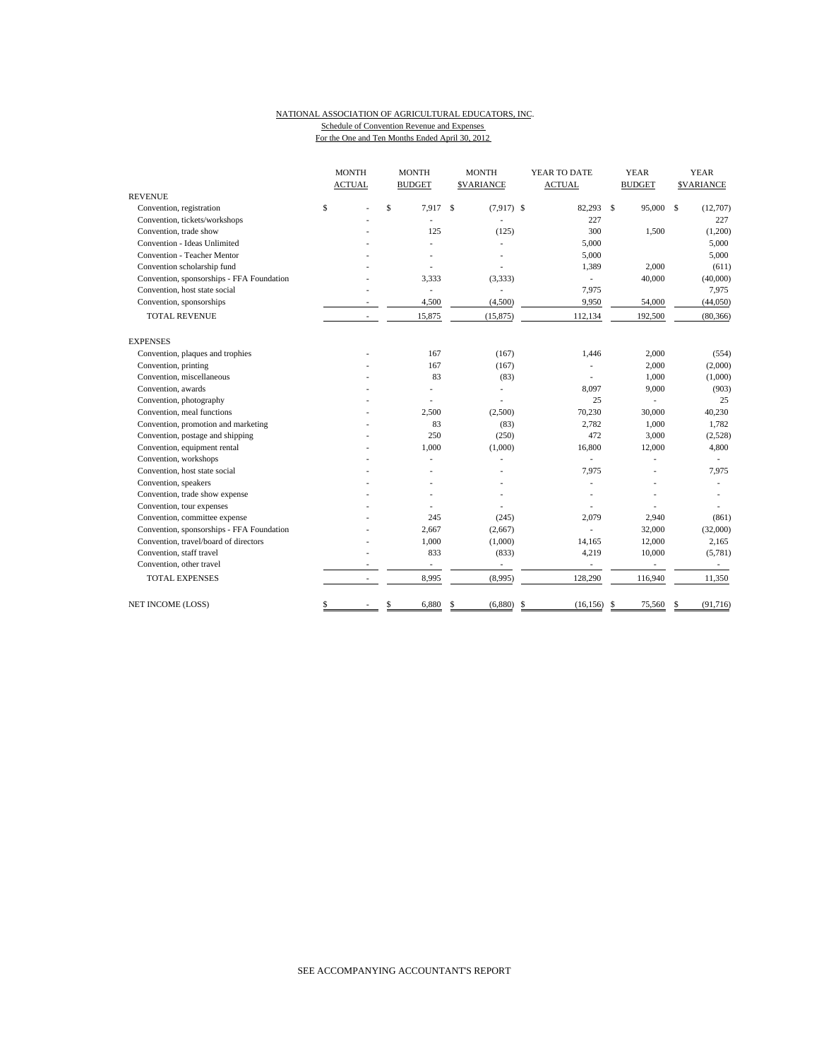NATIONAL ASSOCIATION OF AGRICULTURAL EDUCATORS, INC.

Schedule of Convention Revenue and Expenses

For the One and Ten Months Ended April 30, 2012

| | MONTH ACTUAL | MONTH BUDGET | MONTH $VARIANCE | YEAR TO DATE ACTUAL | YEAR BUDGET | YEAR $VARIANCE |
|---|---|---|---|---|---|---|
| REVENUE | | | | | | |
| Convention, registration | $ - | $ 7,917 | $ (7,917) | $ 82,293 | $ 95,000 | $ (12,707) |
| Convention, tickets/workshops | - | - | - | 227 | | 227 |
| Convention, trade show | - | 125 | (125) | 300 | 1,500 | (1,200) |
| Convention - Ideas Unlimited | - | - | - | 5,000 | | 5,000 |
| Convention - Teacher Mentor | - | - | - | 5,000 | | 5,000 |
| Convention scholarship fund | - | - | - | 1,389 | 2,000 | (611) |
| Convention, sponsorships - FFA Foundation | - | 3,333 | (3,333) | - | 40,000 | (40,000) |
| Convention, host state social | - | - | - | 7,975 | | 7,975 |
| Convention, sponsorships | - | 4,500 | (4,500) | 9,950 | 54,000 | (44,050) |
| TOTAL REVENUE | - | 15,875 | (15,875) | 112,134 | 192,500 | (80,366) |
| EXPENSES | | | | | | |
| Convention, plaques and trophies | - | 167 | (167) | 1,446 | 2,000 | (554) |
| Convention, printing | - | 167 | (167) | - | 2,000 | (2,000) |
| Convention, miscellaneous | - | 83 | (83) | - | 1,000 | (1,000) |
| Convention, awards | - | - | - | 8,097 | 9,000 | (903) |
| Convention, photography | - | - | - | 25 | - | 25 |
| Convention, meal functions | - | 2,500 | (2,500) | 70,230 | 30,000 | 40,230 |
| Convention, promotion and marketing | - | 83 | (83) | 2,782 | 1,000 | 1,782 |
| Convention, postage and shipping | - | 250 | (250) | 472 | 3,000 | (2,528) |
| Convention, equipment rental | - | 1,000 | (1,000) | 16,800 | 12,000 | 4,800 |
| Convention, workshops | - | - | - | - | - | - |
| Convention, host state social | - | - | - | 7,975 | - | 7,975 |
| Convention, speakers | - | - | - | - | - | - |
| Convention, trade show expense | - | - | - | - | - | - |
| Convention, tour expenses | - | - | - | - | - | - |
| Convention, committee expense | - | 245 | (245) | 2,079 | 2,940 | (861) |
| Convention, sponsorships - FFA Foundation | - | 2,667 | (2,667) | - | 32,000 | (32,000) |
| Convention, travel/board of directors | - | 1,000 | (1,000) | 14,165 | 12,000 | 2,165 |
| Convention, staff travel | - | 833 | (833) | 4,219 | 10,000 | (5,781) |
| Convention, other travel | - | - | - | - | - | - |
| TOTAL EXPENSES | - | 8,995 | (8,995) | 128,290 | 116,940 | 11,350 |
| NET INCOME (LOSS) | $ - | $ 6,880 | $ (6,880) | $ (16,156) | $ 75,560 | $ (91,716) |

SEE ACCOMPANYING ACCOUNTANT'S REPORT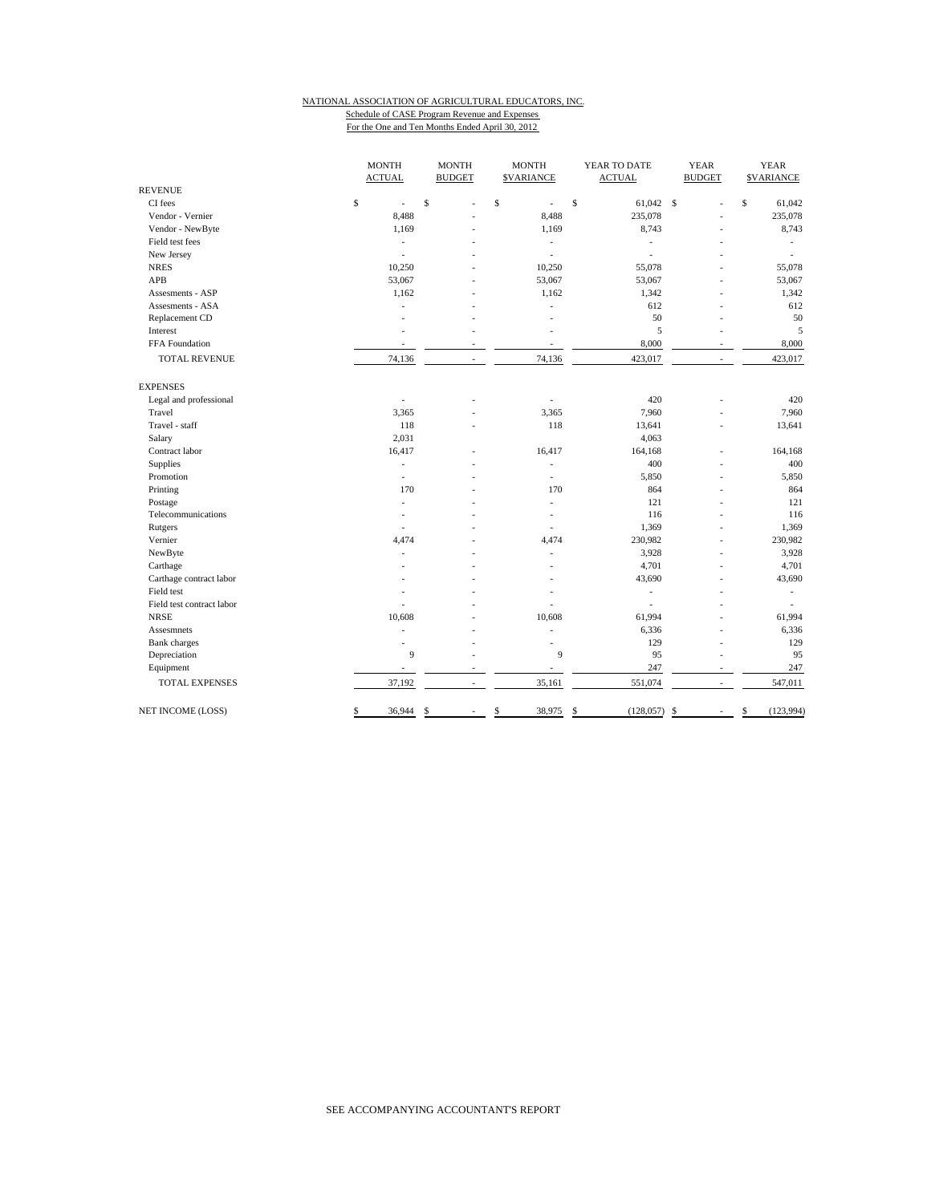NATIONAL ASSOCIATION OF AGRICULTURAL EDUCATORS, INC.
Schedule of CASE Program Revenue and Expenses
For the One and Ten Months Ended April 30, 2012

| | MONTH ACTUAL | MONTH BUDGET | MONTH $VARIANCE | YEAR TO DATE ACTUAL | YEAR BUDGET | YEAR $VARIANCE |
|---|---|---|---|---|---|---|
| REVENUE | | | | | | |
| CI fees | $ - | $ - | $ - | $ 61,042 | $ - | $ 61,042 |
| Vendor - Vernier | 8,488 | - | 8,488 | 235,078 | - | 235,078 |
| Vendor - NewByte | 1,169 | - | 1,169 | 8,743 | - | 8,743 |
| Field test fees | - | - | - | - | - | - |
| New Jersey | - | - | - | - | - | - |
| NRES | 10,250 | - | 10,250 | 55,078 | - | 55,078 |
| APB | 53,067 | - | 53,067 | 53,067 | - | 53,067 |
| Assesments - ASP | 1,162 | - | 1,162 | 1,342 | - | 1,342 |
| Assesments - ASA | - | - | - | 612 | - | 612 |
| Replacement CD | - | - | - | 50 | - | 50 |
| Interest | - | - | - | 5 | - | 5 |
| FFA Foundation | - | - | - | 8,000 | - | 8,000 |
| TOTAL REVENUE | 74,136 | - | 74,136 | 423,017 | - | 423,017 |
| EXPENSES | | | | | | |
| Legal and professional | - | - | - | 420 | - | 420 |
| Travel | 3,365 | - | 3,365 | 7,960 | - | 7,960 |
| Travel - staff | 118 | - | 118 | 13,641 | - | 13,641 |
| Salary | 2,031 | | | 4,063 | | |
| Contract labor | 16,417 | - | 16,417 | 164,168 | - | 164,168 |
| Supplies | - | - | - | 400 | - | 400 |
| Promotion | - | - | - | 5,850 | - | 5,850 |
| Printing | 170 | - | 170 | 864 | - | 864 |
| Postage | - | - | - | 121 | - | 121 |
| Telecommunications | - | - | - | 116 | - | 116 |
| Rutgers | - | - | - | 1,369 | - | 1,369 |
| Vernier | 4,474 | - | 4,474 | 230,982 | - | 230,982 |
| NewByte | - | - | - | 3,928 | - | 3,928 |
| Carthage | - | - | - | 4,701 | - | 4,701 |
| Carthage contract labor | - | - | - | 43,690 | - | 43,690 |
| Field test | - | - | - | - | - | - |
| Field test contract labor | - | - | - | - | - | - |
| NRSE | 10,608 | - | 10,608 | 61,994 | - | 61,994 |
| Assesmnets | - | - | - | 6,336 | - | 6,336 |
| Bank charges | - | - | - | 129 | - | 129 |
| Depreciation | 9 | - | 9 | 95 | - | 95 |
| Equipment | - | - | - | 247 | - | 247 |
| TOTAL EXPENSES | 37,192 | - | 35,161 | 551,074 | - | 547,011 |
| NET INCOME (LOSS) | $ 36,944 | $ - | $ 38,975 | $ (128,057) | $ - | $ (123,994) |

SEE ACCOMPANYING ACCOUNTANT'S REPORT